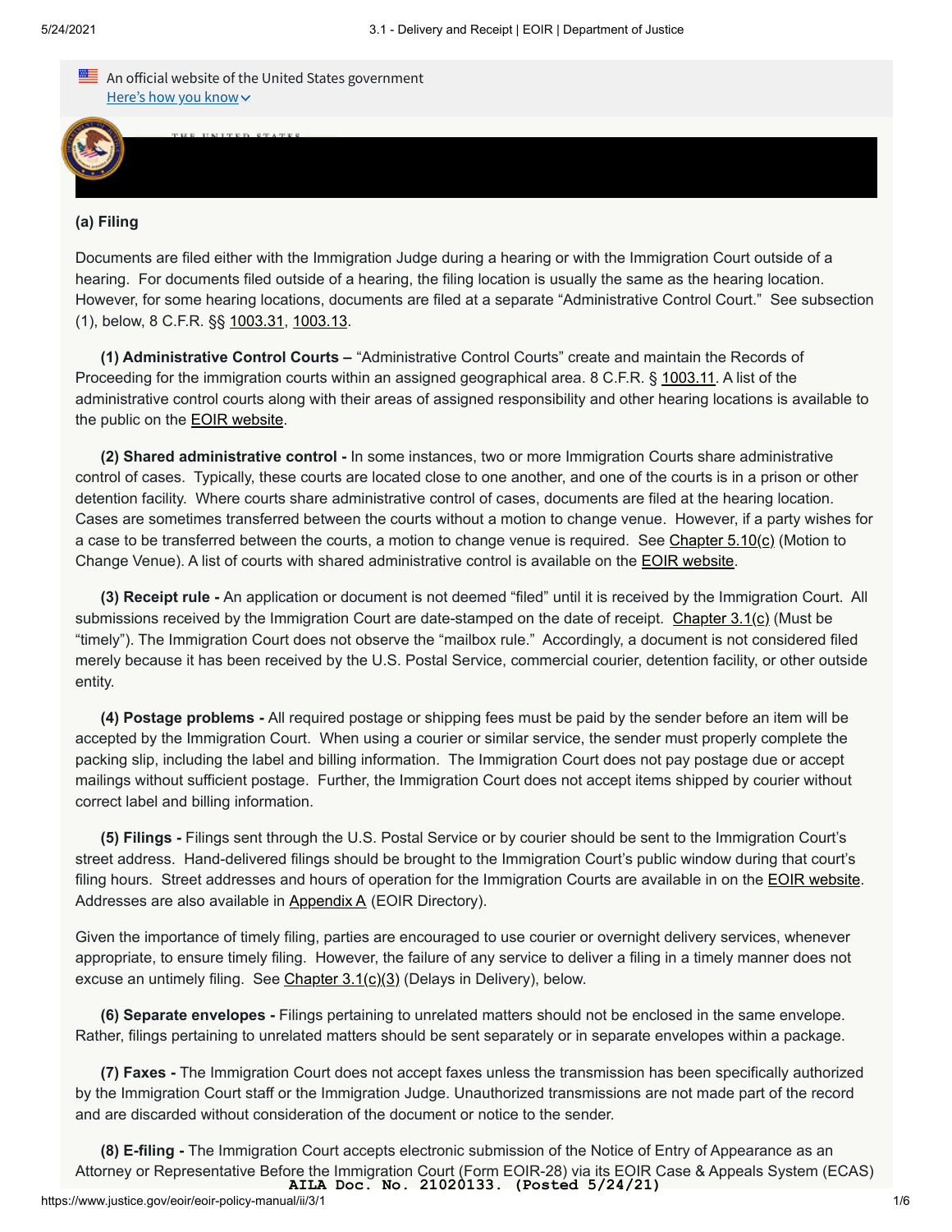An official website of the United States government
Here's how you know

### (a) Filing

Documents are filed either with the Immigration Judge during a hearing or with the Immigration Court outside of a hearing. For documents filed outside of a hearing, the filing location is usually the same as the hearing location. However, for some hearing locations, documents are filed at a separate "Administrative Control Court." See subsection (1), below, 8 C.F.R. §§ 1003.31, 1003.13.

**(1) Administrative Control Courts –** "Administrative Control Courts" create and maintain the Records of Proceeding for the immigration courts within an assigned geographical area. 8 C.F.R. § 1003.11. A list of the administrative control courts along with their areas of assigned responsibility and other hearing locations is available to the public on the EOIR website.

**(2) Shared administrative control -** In some instances, two or more Immigration Courts share administrative control of cases. Typically, these courts are located close to one another, and one of the courts is in a prison or other detention facility. Where courts share administrative control of cases, documents are filed at the hearing location. Cases are sometimes transferred between the courts without a motion to change venue. However, if a party wishes for a case to be transferred between the courts, a motion to change venue is required. See Chapter 5.10(c) (Motion to Change Venue). A list of courts with shared administrative control is available on the EOIR website.

**(3) Receipt rule -** An application or document is not deemed "filed" until it is received by the Immigration Court. All submissions received by the Immigration Court are date-stamped on the date of receipt. Chapter 3.1(c) (Must be "timely"). The Immigration Court does not observe the "mailbox rule." Accordingly, a document is not considered filed merely because it has been received by the U.S. Postal Service, commercial courier, detention facility, or other outside entity.

**(4) Postage problems -** All required postage or shipping fees must be paid by the sender before an item will be accepted by the Immigration Court. When using a courier or similar service, the sender must properly complete the packing slip, including the label and billing information. The Immigration Court does not pay postage due or accept mailings without sufficient postage. Further, the Immigration Court does not accept items shipped by courier without correct label and billing information.

**(5) Filings -** Filings sent through the U.S. Postal Service or by courier should be sent to the Immigration Court's street address. Hand-delivered filings should be brought to the Immigration Court's public window during that court's filing hours. Street addresses and hours of operation for the Immigration Courts are available in on the EOIR website. Addresses are also available in Appendix A (EOIR Directory).

Given the importance of timely filing, parties are encouraged to use courier or overnight delivery services, whenever appropriate, to ensure timely filing. However, the failure of any service to deliver a filing in a timely manner does not excuse an untimely filing. See Chapter 3.1(c)(3) (Delays in Delivery), below.

**(6) Separate envelopes -** Filings pertaining to unrelated matters should not be enclosed in the same envelope. Rather, filings pertaining to unrelated matters should be sent separately or in separate envelopes within a package.

**(7) Faxes -** The Immigration Court does not accept faxes unless the transmission has been specifically authorized by the Immigration Court staff or the Immigration Judge. Unauthorized transmissions are not made part of the record and are discarded without consideration of the document or notice to the sender.

**(8) E-filing -** The Immigration Court accepts electronic submission of the Notice of Entry of Appearance as an Attorney or Representative Before the Immigration Court (Form EOIR-28) via its EOIR Case & Appeals System (ECAS)

AILA Doc. No. 21020133. (Posted 5/24/21)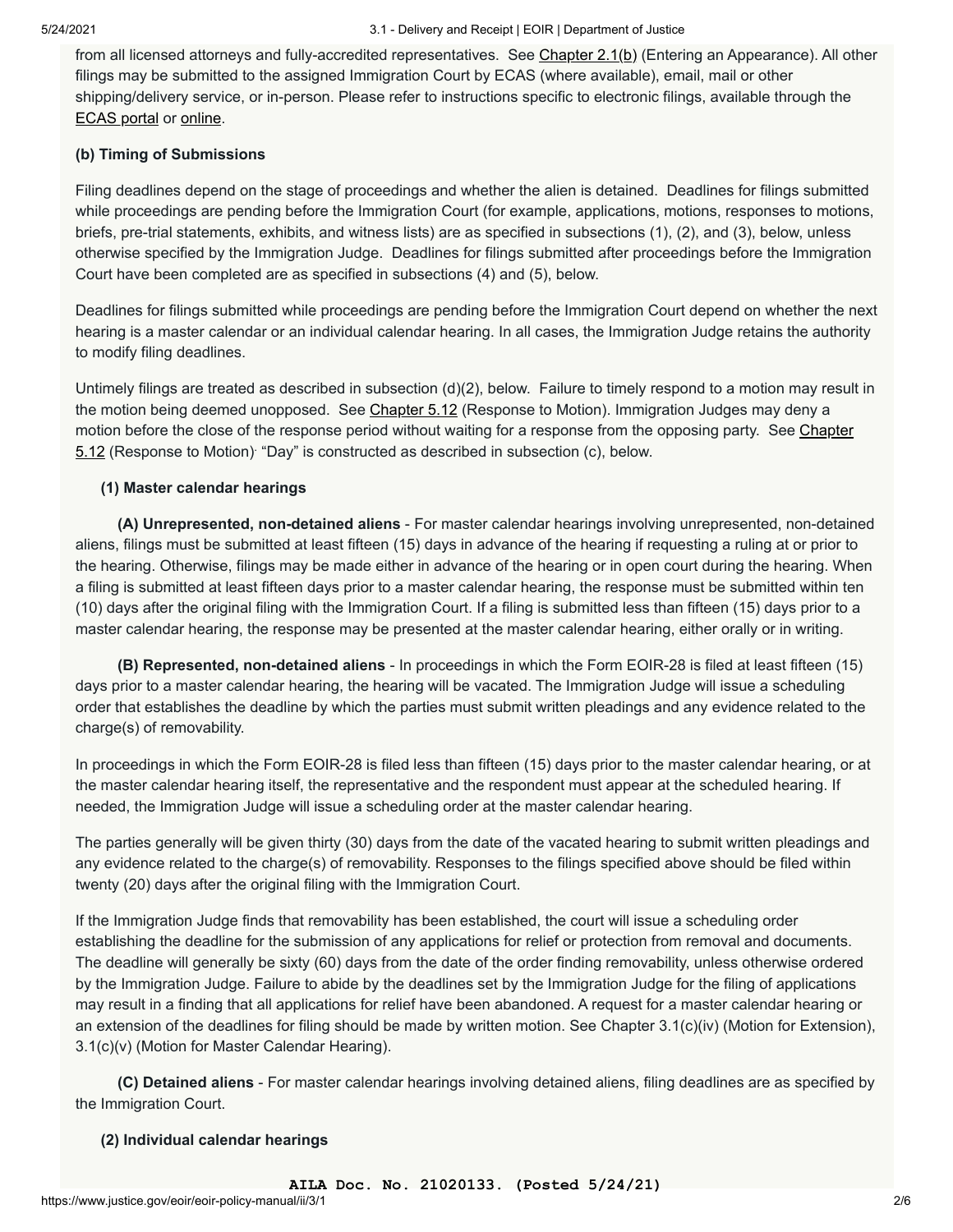from all licensed attorneys and fully-accredited representatives. See Chapter 2.1(b) (Entering an Appearance). All other filings may be submitted to the assigned Immigration Court by ECAS (where available), email, mail or other shipping/delivery service, or in-person. Please refer to instructions specific to electronic filings, available through the ECAS portal or online.

**(b) Timing of Submissions**

Filing deadlines depend on the stage of proceedings and whether the alien is detained. Deadlines for filings submitted while proceedings are pending before the Immigration Court (for example, applications, motions, responses to motions, briefs, pre-trial statements, exhibits, and witness lists) are as specified in subsections (1), (2), and (3), below, unless otherwise specified by the Immigration Judge. Deadlines for filings submitted after proceedings before the Immigration Court have been completed are as specified in subsections (4) and (5), below.

Deadlines for filings submitted while proceedings are pending before the Immigration Court depend on whether the next hearing is a master calendar or an individual calendar hearing. In all cases, the Immigration Judge retains the authority to modify filing deadlines.

Untimely filings are treated as described in subsection (d)(2), below. Failure to timely respond to a motion may result in the motion being deemed unopposed. See Chapter 5.12 (Response to Motion). Immigration Judges may deny a motion before the close of the response period without waiting for a response from the opposing party. See Chapter 5.12 (Response to Motion). "Day" is constructed as described in subsection (c), below.

**(1) Master calendar hearings**

**(A) Unrepresented, non-detained aliens** - For master calendar hearings involving unrepresented, non-detained aliens, filings must be submitted at least fifteen (15) days in advance of the hearing if requesting a ruling at or prior to the hearing. Otherwise, filings may be made either in advance of the hearing or in open court during the hearing. When a filing is submitted at least fifteen days prior to a master calendar hearing, the response must be submitted within ten (10) days after the original filing with the Immigration Court. If a filing is submitted less than fifteen (15) days prior to a master calendar hearing, the response may be presented at the master calendar hearing, either orally or in writing.

**(B) Represented, non-detained aliens** - In proceedings in which the Form EOIR-28 is filed at least fifteen (15) days prior to a master calendar hearing, the hearing will be vacated. The Immigration Judge will issue a scheduling order that establishes the deadline by which the parties must submit written pleadings and any evidence related to the charge(s) of removability.

In proceedings in which the Form EOIR-28 is filed less than fifteen (15) days prior to the master calendar hearing, or at the master calendar hearing itself, the representative and the respondent must appear at the scheduled hearing. If needed, the Immigration Judge will issue a scheduling order at the master calendar hearing.

The parties generally will be given thirty (30) days from the date of the vacated hearing to submit written pleadings and any evidence related to the charge(s) of removability. Responses to the filings specified above should be filed within twenty (20) days after the original filing with the Immigration Court.

If the Immigration Judge finds that removability has been established, the court will issue a scheduling order establishing the deadline for the submission of any applications for relief or protection from removal and documents. The deadline will generally be sixty (60) days from the date of the order finding removability, unless otherwise ordered by the Immigration Judge. Failure to abide by the deadlines set by the Immigration Judge for the filing of applications may result in a finding that all applications for relief have been abandoned. A request for a master calendar hearing or an extension of the deadlines for filing should be made by written motion. See Chapter 3.1(c)(iv) (Motion for Extension), 3.1(c)(v) (Motion for Master Calendar Hearing).

**(C) Detained aliens** - For master calendar hearings involving detained aliens, filing deadlines are as specified by the Immigration Court.

**(2) Individual calendar hearings**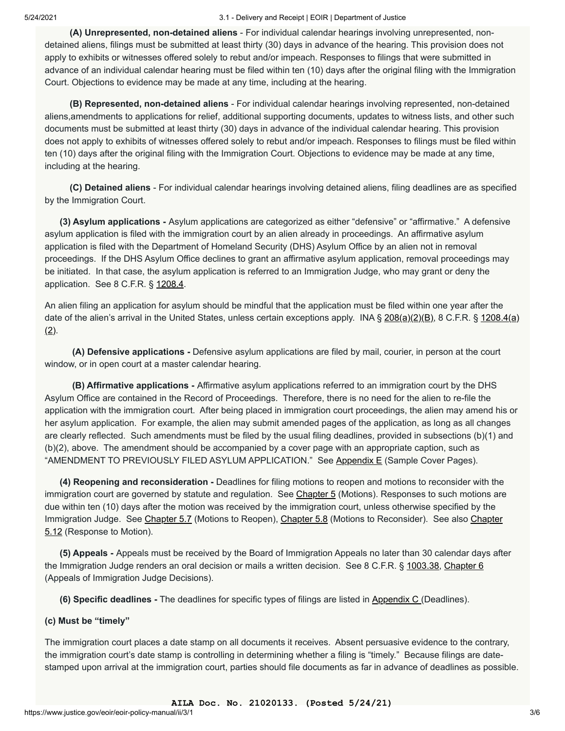**(A) Unrepresented, non-detained aliens** - For individual calendar hearings involving unrepresented, non-detained aliens, filings must be submitted at least thirty (30) days in advance of the hearing. This provision does not apply to exhibits or witnesses offered solely to rebut and/or impeach. Responses to filings that were submitted in advance of an individual calendar hearing must be filed within ten (10) days after the original filing with the Immigration Court. Objections to evidence may be made at any time, including at the hearing.

**(B) Represented, non-detained aliens** - For individual calendar hearings involving represented, non-detained aliens,amendments to applications for relief, additional supporting documents, updates to witness lists, and other such documents must be submitted at least thirty (30) days in advance of the individual calendar hearing. This provision does not apply to exhibits of witnesses offered solely to rebut and/or impeach. Responses to filings must be filed within ten (10) days after the original filing with the Immigration Court. Objections to evidence may be made at any time, including at the hearing.

**(C) Detained aliens** - For individual calendar hearings involving detained aliens, filing deadlines are as specified by the Immigration Court.

**(3) Asylum applications -** Asylum applications are categorized as either "defensive" or "affirmative." A defensive asylum application is filed with the immigration court by an alien already in proceedings. An affirmative asylum application is filed with the Department of Homeland Security (DHS) Asylum Office by an alien not in removal proceedings. If the DHS Asylum Office declines to grant an affirmative asylum application, removal proceedings may be initiated. In that case, the asylum application is referred to an Immigration Judge, who may grant or deny the application. See 8 C.F.R. § 1208.4.

An alien filing an application for asylum should be mindful that the application must be filed within one year after the date of the alien's arrival in the United States, unless certain exceptions apply. INA § 208(a)(2)(B), 8 C.F.R. § 1208.4(a)(2).

**(A) Defensive applications -** Defensive asylum applications are filed by mail, courier, in person at the court window, or in open court at a master calendar hearing.

**(B) Affirmative applications -** Affirmative asylum applications referred to an immigration court by the DHS Asylum Office are contained in the Record of Proceedings. Therefore, there is no need for the alien to re-file the application with the immigration court. After being placed in immigration court proceedings, the alien may amend his or her asylum application. For example, the alien may submit amended pages of the application, as long as all changes are clearly reflected. Such amendments must be filed by the usual filing deadlines, provided in subsections (b)(1) and (b)(2), above. The amendment should be accompanied by a cover page with an appropriate caption, such as "AMENDMENT TO PREVIOUSLY FILED ASYLUM APPLICATION." See Appendix E (Sample Cover Pages).

**(4) Reopening and reconsideration -** Deadlines for filing motions to reopen and motions to reconsider with the immigration court are governed by statute and regulation. See Chapter 5 (Motions). Responses to such motions are due within ten (10) days after the motion was received by the immigration court, unless otherwise specified by the Immigration Judge. See Chapter 5.7 (Motions to Reopen), Chapter 5.8 (Motions to Reconsider). See also Chapter 5.12 (Response to Motion).

**(5) Appeals -** Appeals must be received by the Board of Immigration Appeals no later than 30 calendar days after the Immigration Judge renders an oral decision or mails a written decision. See 8 C.F.R. § 1003.38, Chapter 6 (Appeals of Immigration Judge Decisions).

**(6) Specific deadlines -** The deadlines for specific types of filings are listed in Appendix C (Deadlines).

**(c) Must be "timely"**

The immigration court places a date stamp on all documents it receives. Absent persuasive evidence to the contrary, the immigration court's date stamp is controlling in determining whether a filing is "timely." Because filings are date-stamped upon arrival at the immigration court, parties should file documents as far in advance of deadlines as possible.

**AILA Doc. No. 21020133. (Posted 5/24/21)**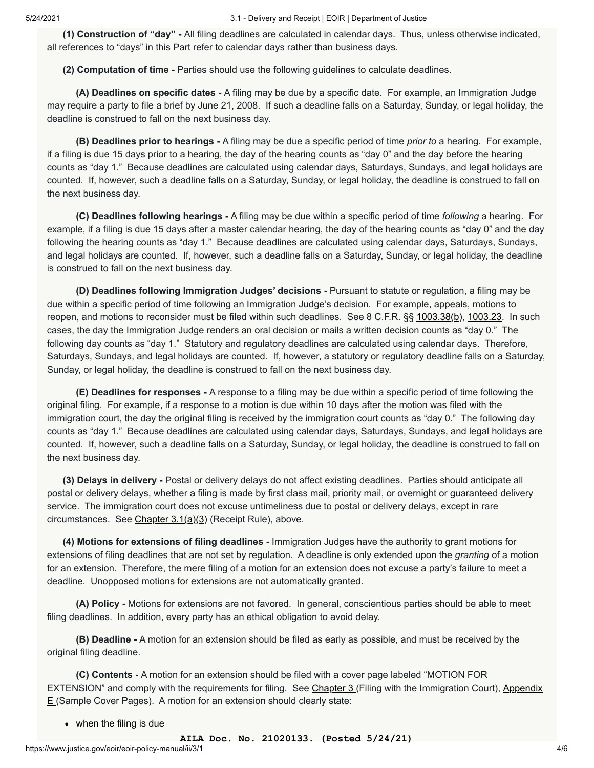**(1) Construction of "day" -** All filing deadlines are calculated in calendar days. Thus, unless otherwise indicated, all references to "days" in this Part refer to calendar days rather than business days.

**(2) Computation of time -** Parties should use the following guidelines to calculate deadlines.

**(A) Deadlines on specific dates -** A filing may be due by a specific date. For example, an Immigration Judge may require a party to file a brief by June 21, 2008. If such a deadline falls on a Saturday, Sunday, or legal holiday, the deadline is construed to fall on the next business day.

**(B) Deadlines prior to hearings -** A filing may be due a specific period of time *prior to* a hearing. For example, if a filing is due 15 days prior to a hearing, the day of the hearing counts as "day 0" and the day before the hearing counts as "day 1." Because deadlines are calculated using calendar days, Saturdays, Sundays, and legal holidays are counted. If, however, such a deadline falls on a Saturday, Sunday, or legal holiday, the deadline is construed to fall on the next business day.

**(C) Deadlines following hearings -** A filing may be due within a specific period of time *following* a hearing. For example, if a filing is due 15 days after a master calendar hearing, the day of the hearing counts as "day 0" and the day following the hearing counts as "day 1." Because deadlines are calculated using calendar days, Saturdays, Sundays, and legal holidays are counted. If, however, such a deadline falls on a Saturday, Sunday, or legal holiday, the deadline is construed to fall on the next business day.

**(D) Deadlines following Immigration Judges' decisions -** Pursuant to statute or regulation, a filing may be due within a specific period of time following an Immigration Judge's decision. For example, appeals, motions to reopen, and motions to reconsider must be filed within such deadlines. See 8 C.F.R. §§ 1003.38(b), 1003.23. In such cases, the day the Immigration Judge renders an oral decision or mails a written decision counts as "day 0." The following day counts as "day 1." Statutory and regulatory deadlines are calculated using calendar days. Therefore, Saturdays, Sundays, and legal holidays are counted. If, however, a statutory or regulatory deadline falls on a Saturday, Sunday, or legal holiday, the deadline is construed to fall on the next business day.

**(E) Deadlines for responses -** A response to a filing may be due within a specific period of time following the original filing. For example, if a response to a motion is due within 10 days after the motion was filed with the immigration court, the day the original filing is received by the immigration court counts as "day 0." The following day counts as "day 1." Because deadlines are calculated using calendar days, Saturdays, Sundays, and legal holidays are counted. If, however, such a deadline falls on a Saturday, Sunday, or legal holiday, the deadline is construed to fall on the next business day.

**(3) Delays in delivery -** Postal or delivery delays do not affect existing deadlines. Parties should anticipate all postal or delivery delays, whether a filing is made by first class mail, priority mail, or overnight or guaranteed delivery service. The immigration court does not excuse untimeliness due to postal or delivery delays, except in rare circumstances. See Chapter 3.1(a)(3) (Receipt Rule), above.

**(4) Motions for extensions of filing deadlines -** Immigration Judges have the authority to grant motions for extensions of filing deadlines that are not set by regulation. A deadline is only extended upon the *granting* of a motion for an extension. Therefore, the mere filing of a motion for an extension does not excuse a party's failure to meet a deadline. Unopposed motions for extensions are not automatically granted.

**(A) Policy -** Motions for extensions are not favored. In general, conscientious parties should be able to meet filing deadlines. In addition, every party has an ethical obligation to avoid delay.

**(B) Deadline -** A motion for an extension should be filed as early as possible, and must be received by the original filing deadline.

**(C) Contents -** A motion for an extension should be filed with a cover page labeled "MOTION FOR EXTENSION" and comply with the requirements for filing. See Chapter 3 (Filing with the Immigration Court), Appendix E (Sample Cover Pages). A motion for an extension should clearly state:

- when the filing is due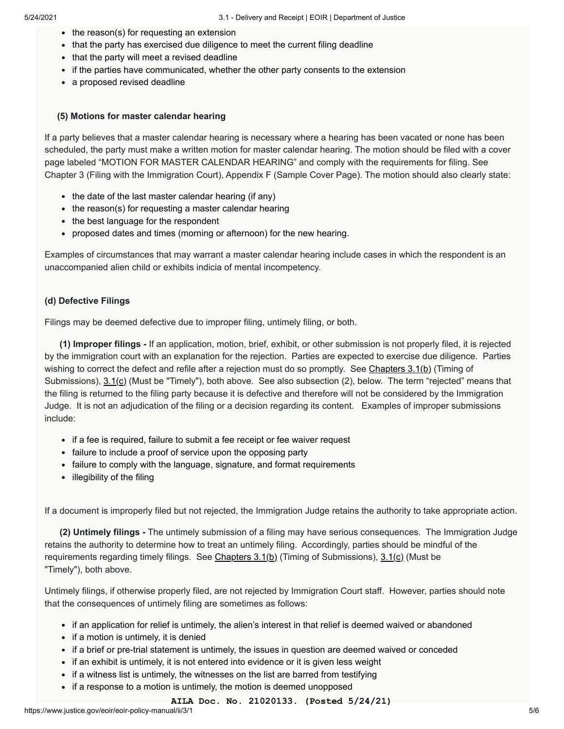- the reason(s) for requesting an extension
- that the party has exercised due diligence to meet the current filing deadline
- that the party will meet a revised deadline
- if the parties have communicated, whether the other party consents to the extension
- a proposed revised deadline

**(5) Motions for master calendar hearing**

If a party believes that a master calendar hearing is necessary where a hearing has been vacated or none has been scheduled, the party must make a written motion for master calendar hearing. The motion should be filed with a cover page labeled "MOTION FOR MASTER CALENDAR HEARING" and comply with the requirements for filing. See Chapter 3 (Filing with the Immigration Court), Appendix F (Sample Cover Page). The motion should also clearly state:

- the date of the last master calendar hearing (if any)
- the reason(s) for requesting a master calendar hearing
- the best language for the respondent
- proposed dates and times (morning or afternoon) for the new hearing.

Examples of circumstances that may warrant a master calendar hearing include cases in which the respondent is an unaccompanied alien child or exhibits indicia of mental incompetency.

**(d) Defective Filings**

Filings may be deemed defective due to improper filing, untimely filing, or both.

**(1) Improper filings -** If an application, motion, brief, exhibit, or other submission is not properly filed, it is rejected by the immigration court with an explanation for the rejection. Parties are expected to exercise due diligence. Parties wishing to correct the defect and refile after a rejection must do so promptly. See Chapters 3.1(b) (Timing of Submissions), 3.1(c) (Must be "Timely"), both above. See also subsection (2), below. The term "rejected" means that the filing is returned to the filing party because it is defective and therefore will not be considered by the Immigration Judge. It is not an adjudication of the filing or a decision regarding its content. Examples of improper submissions include:

- if a fee is required, failure to submit a fee receipt or fee waiver request
- failure to include a proof of service upon the opposing party
- failure to comply with the language, signature, and format requirements
- illegibility of the filing

If a document is improperly filed but not rejected, the Immigration Judge retains the authority to take appropriate action.

**(2) Untimely filings -** The untimely submission of a filing may have serious consequences. The Immigration Judge retains the authority to determine how to treat an untimely filing. Accordingly, parties should be mindful of the requirements regarding timely filings. See Chapters 3.1(b) (Timing of Submissions), 3.1(c) (Must be "Timely"), both above.

Untimely filings, if otherwise properly filed, are not rejected by Immigration Court staff. However, parties should note that the consequences of untimely filing are sometimes as follows:

- if an application for relief is untimely, the alien's interest in that relief is deemed waived or abandoned
- if a motion is untimely, it is denied
- if a brief or pre-trial statement is untimely, the issues in question are deemed waived or conceded
- if an exhibit is untimely, it is not entered into evidence or it is given less weight
- if a witness list is untimely, the witnesses on the list are barred from testifying
- if a response to a motion is untimely, the motion is deemed unopposed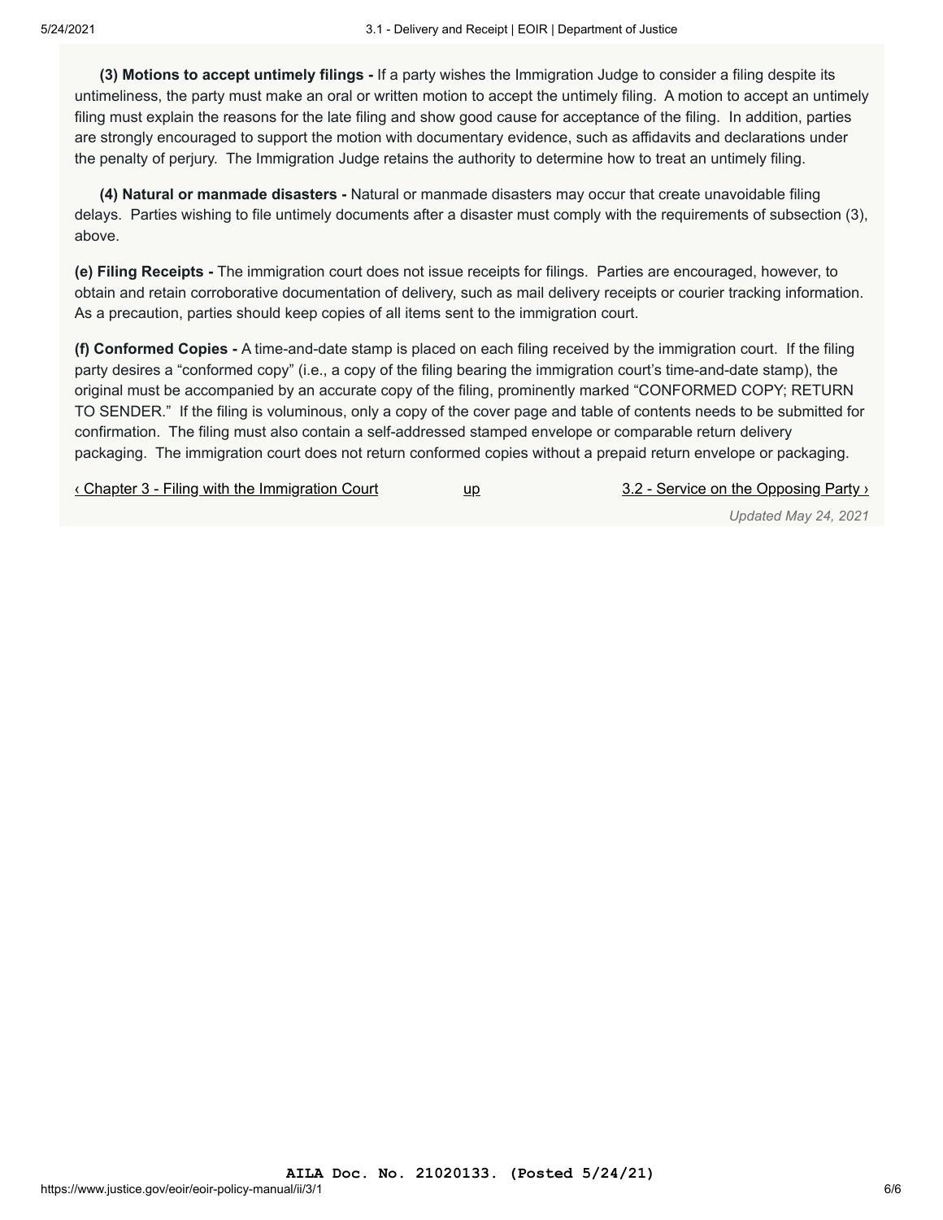**(3) Motions to accept untimely filings -** If a party wishes the Immigration Judge to consider a filing despite its untimeliness, the party must make an oral or written motion to accept the untimely filing. A motion to accept an untimely filing must explain the reasons for the late filing and show good cause for acceptance of the filing. In addition, parties are strongly encouraged to support the motion with documentary evidence, such as affidavits and declarations under the penalty of perjury. The Immigration Judge retains the authority to determine how to treat an untimely filing.

**(4) Natural or manmade disasters -** Natural or manmade disasters may occur that create unavoidable filing delays. Parties wishing to file untimely documents after a disaster must comply with the requirements of subsection (3), above.

**(e) Filing Receipts -** The immigration court does not issue receipts for filings. Parties are encouraged, however, to obtain and retain corroborative documentation of delivery, such as mail delivery receipts or courier tracking information. As a precaution, parties should keep copies of all items sent to the immigration court.

**(f) Conformed Copies -** A time-and-date stamp is placed on each filing received by the immigration court. If the filing party desires a "conformed copy" (i.e., a copy of the filing bearing the immigration court's time-and-date stamp), the original must be accompanied by an accurate copy of the filing, prominently marked "CONFORMED COPY; RETURN TO SENDER." If the filing is voluminous, only a copy of the cover page and table of contents needs to be submitted for confirmation. The filing must also contain a self-addressed stamped envelope or comparable return delivery packaging. The immigration court does not return conformed copies without a prepaid return envelope or packaging.

‹ Chapter 3 - Filing with the Immigration Court | up | 3.2 - Service on the Opposing Party ›

*Updated May 24, 2021*

**AILA Doc. No. 21020133. (Posted 5/24/21)**